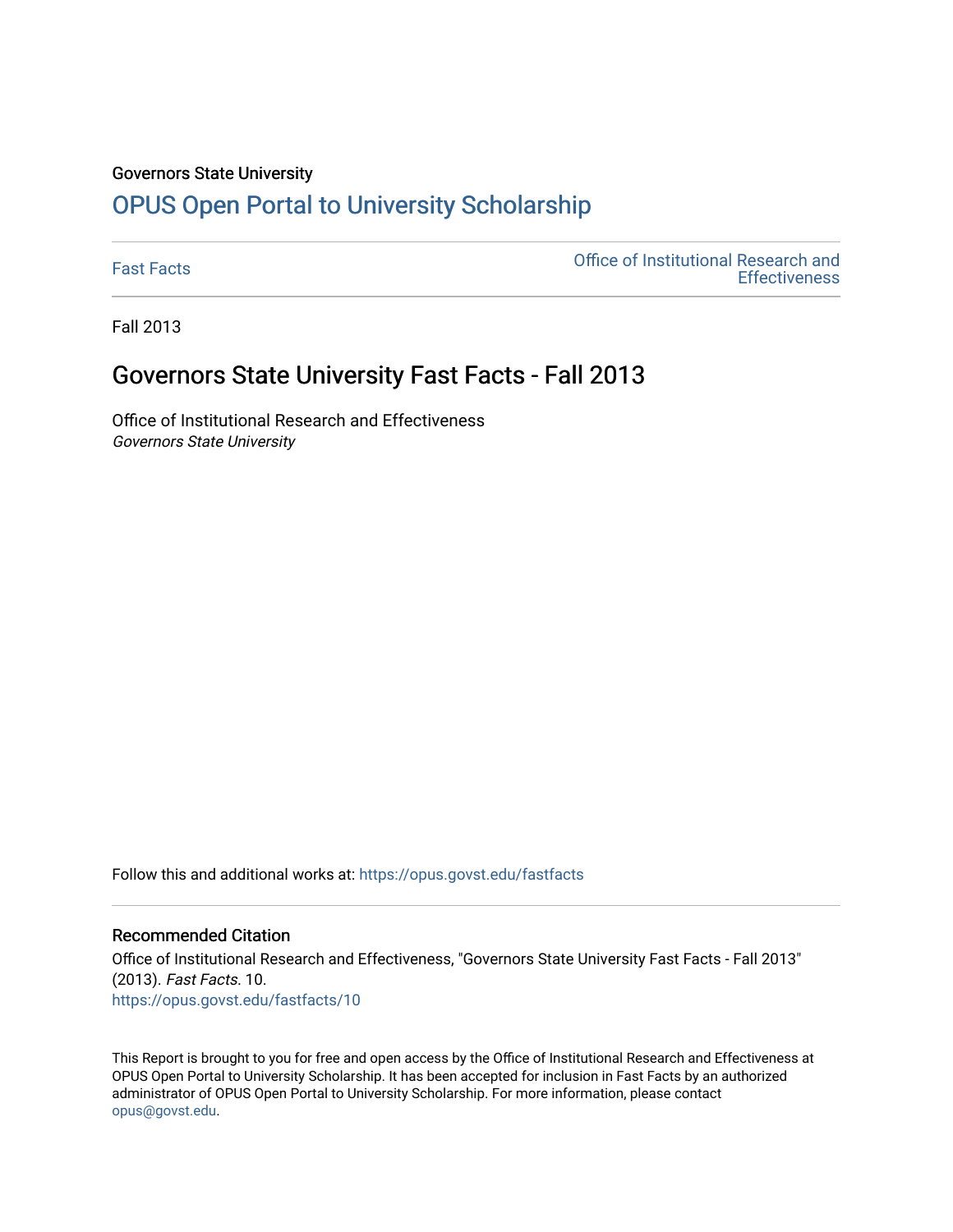Governors State University

# OPUS Open Portal to University Scholarship

Fast Facts | Office of Institutional Research and Effectiveness

Fall 2013

## Governors State University Fast Facts - Fall 2013

Office of Institutional Research and Effectiveness
*Governors State University*

Follow this and additional works at: https://opus.govst.edu/fastfacts

### Recommended Citation

Office of Institutional Research and Effectiveness, "Governors State University Fast Facts - Fall 2013" (2013). *Fast Facts*. 10.
https://opus.govst.edu/fastfacts/10

This Report is brought to you for free and open access by the Office of Institutional Research and Effectiveness at OPUS Open Portal to University Scholarship. It has been accepted for inclusion in Fast Facts by an authorized administrator of OPUS Open Portal to University Scholarship. For more information, please contact opus@govst.edu.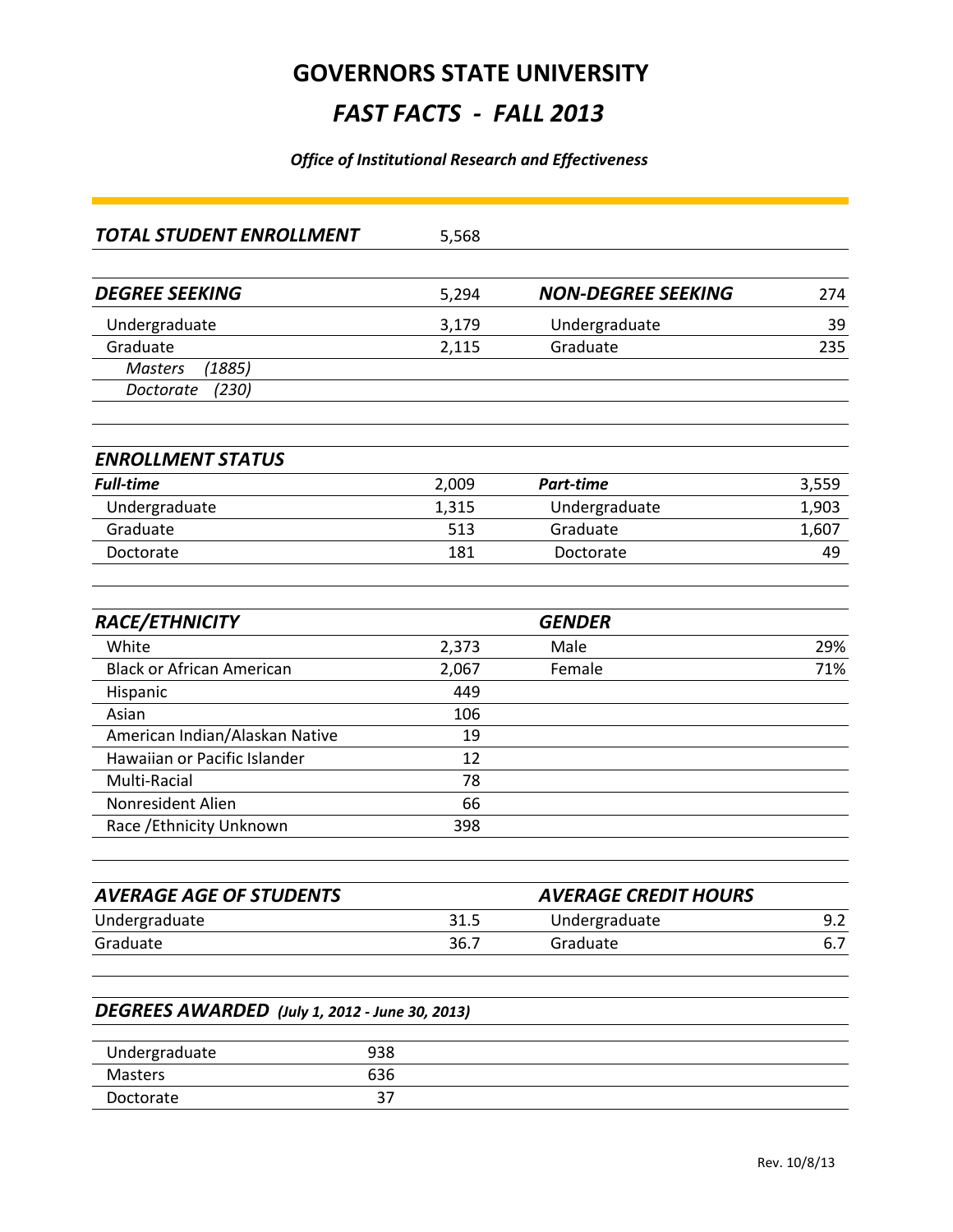# GOVERNORS STATE UNIVERSITY

## *FAST FACTS - FALL 2013*

***Office of Institutional Research and Effectiveness***

| | | | |
|---|---|---|---|
| ***TOTAL STUDENT ENROLLMENT*** | 5,568 | | |

| | | | |
|---|---|---|---|
| ***DEGREE SEEKING*** | 5,294 | ***NON-DEGREE SEEKING*** | 274 |
| Undergraduate | 3,179 | Undergraduate | 39 |
| Graduate | 2,115 | Graduate | 235 |
| *Masters (1885)* | | | |
| *Doctorate (230)* | | | |

| | | | |
|---|---|---|---|
| ***ENROLLMENT STATUS*** | | | |
| ***Full-time*** | 2,009 | ***Part-time*** | 3,559 |
| Undergraduate | 1,315 | Undergraduate | 1,903 |
| Graduate | 513 | Graduate | 1,607 |
| Doctorate | 181 | Doctorate | 49 |

| | | | |
|---|---|---|---|
| ***RACE/ETHNICITY*** | | ***GENDER*** | |
| White | 2,373 | Male | 29% |
| Black or African American | 2,067 | Female | 71% |
| Hispanic | 449 | | |
| Asian | 106 | | |
| American Indian/Alaskan Native | 19 | | |
| Hawaiian or Pacific Islander | 12 | | |
| Multi-Racial | 78 | | |
| Nonresident Alien | 66 | | |
| Race /Ethnicity Unknown | 398 | | |

| | | | |
|---|---|---|---|
| ***AVERAGE AGE OF STUDENTS*** | | ***AVERAGE CREDIT HOURS*** | |
| Undergraduate | 31.5 | Undergraduate | 9.2 |
| Graduate | 36.7 | Graduate | 6.7 |

***DEGREES AWARDED*** ***(July 1, 2012 - June 30, 2013)***

| | |
|---|---|
| Undergraduate | 938 |
| Masters | 636 |
| Doctorate | 37 |

Rev. 10/8/13